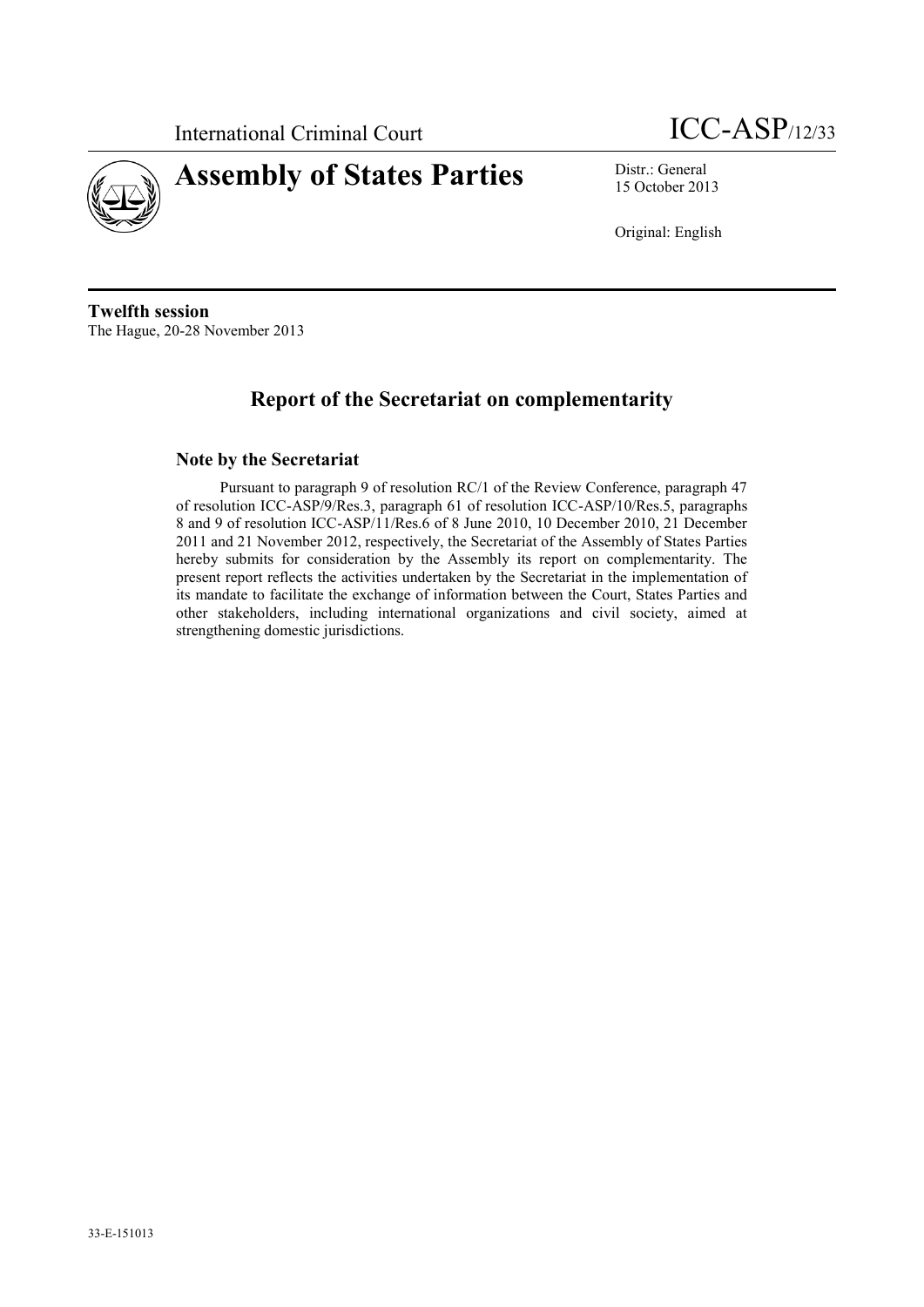International Criminal Court

ICC-ASP/12/33

# Assembly of States Parties

Distr.: General
15 October 2013

Original: English

**Twelfth session**
The Hague, 20-28 November 2013

## Report of the Secretariat on complementarity

### Note by the Secretariat

Pursuant to paragraph 9 of resolution RC/1 of the Review Conference, paragraph 47 of resolution ICC-ASP/9/Res.3, paragraph 61 of resolution ICC-ASP/10/Res.5, paragraphs 8 and 9 of resolution ICC-ASP/11/Res.6 of 8 June 2010, 10 December 2010, 21 December 2011 and 21 November 2012, respectively, the Secretariat of the Assembly of States Parties hereby submits for consideration by the Assembly its report on complementarity. The present report reflects the activities undertaken by the Secretariat in the implementation of its mandate to facilitate the exchange of information between the Court, States Parties and other stakeholders, including international organizations and civil society, aimed at strengthening domestic jurisdictions.

33-E-151013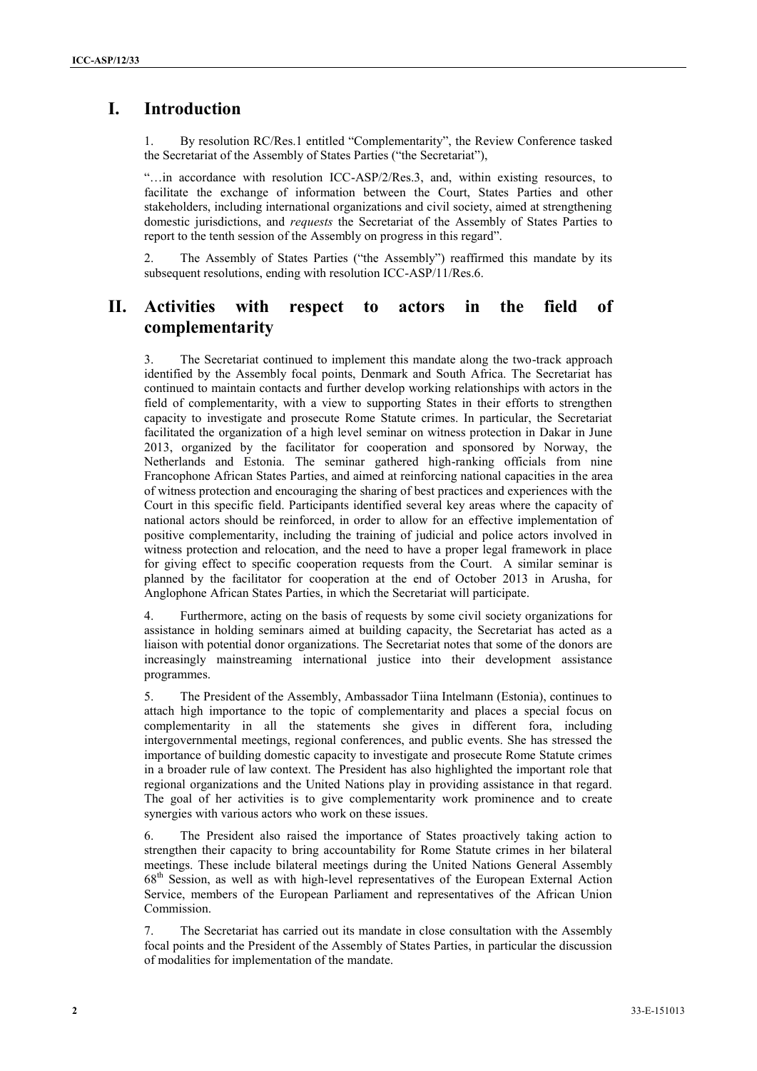# I. Introduction

1. By resolution RC/Res.1 entitled "Complementarity", the Review Conference tasked the Secretariat of the Assembly of States Parties ("the Secretariat"),

"…in accordance with resolution ICC-ASP/2/Res.3, and, within existing resources, to facilitate the exchange of information between the Court, States Parties and other stakeholders, including international organizations and civil society, aimed at strengthening domestic jurisdictions, and *requests* the Secretariat of the Assembly of States Parties to report to the tenth session of the Assembly on progress in this regard".

2. The Assembly of States Parties ("the Assembly") reaffirmed this mandate by its subsequent resolutions, ending with resolution ICC-ASP/11/Res.6.

# II. Activities with respect to actors in the field of complementarity

3. The Secretariat continued to implement this mandate along the two-track approach identified by the Assembly focal points, Denmark and South Africa. The Secretariat has continued to maintain contacts and further develop working relationships with actors in the field of complementarity, with a view to supporting States in their efforts to strengthen capacity to investigate and prosecute Rome Statute crimes. In particular, the Secretariat facilitated the organization of a high level seminar on witness protection in Dakar in June 2013, organized by the facilitator for cooperation and sponsored by Norway, the Netherlands and Estonia. The seminar gathered high-ranking officials from nine Francophone African States Parties, and aimed at reinforcing national capacities in the area of witness protection and encouraging the sharing of best practices and experiences with the Court in this specific field. Participants identified several key areas where the capacity of national actors should be reinforced, in order to allow for an effective implementation of positive complementarity, including the training of judicial and police actors involved in witness protection and relocation, and the need to have a proper legal framework in place for giving effect to specific cooperation requests from the Court. A similar seminar is planned by the facilitator for cooperation at the end of October 2013 in Arusha, for Anglophone African States Parties, in which the Secretariat will participate.

4. Furthermore, acting on the basis of requests by some civil society organizations for assistance in holding seminars aimed at building capacity, the Secretariat has acted as a liaison with potential donor organizations. The Secretariat notes that some of the donors are increasingly mainstreaming international justice into their development assistance programmes.

5. The President of the Assembly, Ambassador Tiina Intelmann (Estonia), continues to attach high importance to the topic of complementarity and places a special focus on complementarity in all the statements she gives in different fora, including intergovernmental meetings, regional conferences, and public events. She has stressed the importance of building domestic capacity to investigate and prosecute Rome Statute crimes in a broader rule of law context. The President has also highlighted the important role that regional organizations and the United Nations play in providing assistance in that regard. The goal of her activities is to give complementarity work prominence and to create synergies with various actors who work on these issues.

6. The President also raised the importance of States proactively taking action to strengthen their capacity to bring accountability for Rome Statute crimes in her bilateral meetings. These include bilateral meetings during the United Nations General Assembly 68th Session, as well as with high-level representatives of the European External Action Service, members of the European Parliament and representatives of the African Union Commission.

7. The Secretariat has carried out its mandate in close consultation with the Assembly focal points and the President of the Assembly of States Parties, in particular the discussion of modalities for implementation of the mandate.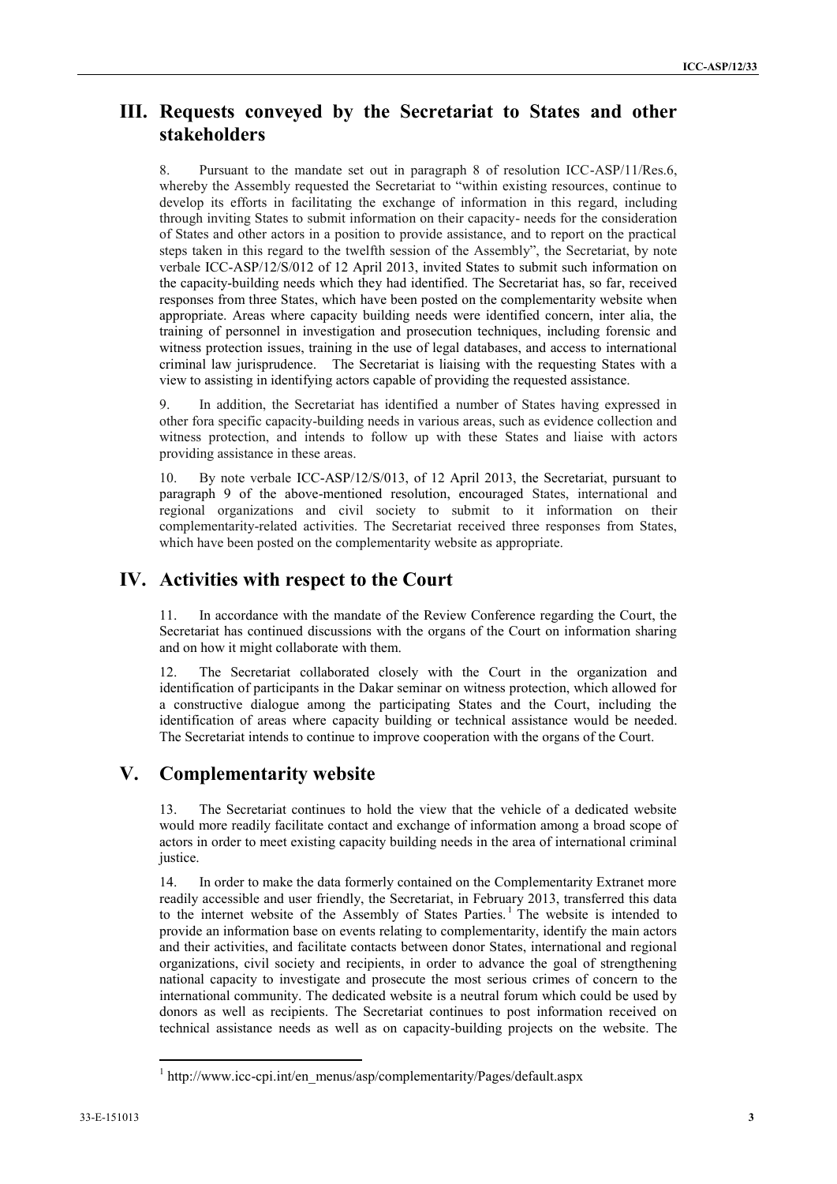## III. Requests conveyed by the Secretariat to States and other stakeholders

8. Pursuant to the mandate set out in paragraph 8 of resolution ICC-ASP/11/Res.6, whereby the Assembly requested the Secretariat to "within existing resources, continue to develop its efforts in facilitating the exchange of information in this regard, including through inviting States to submit information on their capacity- needs for the consideration of States and other actors in a position to provide assistance, and to report on the practical steps taken in this regard to the twelfth session of the Assembly", the Secretariat, by note verbale ICC-ASP/12/S/012 of 12 April 2013, invited States to submit such information on the capacity-building needs which they had identified. The Secretariat has, so far, received responses from three States, which have been posted on the complementarity website when appropriate. Areas where capacity building needs were identified concern, inter alia, the training of personnel in investigation and prosecution techniques, including forensic and witness protection issues, training in the use of legal databases, and access to international criminal law jurisprudence. The Secretariat is liaising with the requesting States with a view to assisting in identifying actors capable of providing the requested assistance.

9. In addition, the Secretariat has identified a number of States having expressed in other fora specific capacity-building needs in various areas, such as evidence collection and witness protection, and intends to follow up with these States and liaise with actors providing assistance in these areas.

10. By note verbale ICC-ASP/12/S/013, of 12 April 2013, the Secretariat, pursuant to paragraph 9 of the above-mentioned resolution, encouraged States, international and regional organizations and civil society to submit to it information on their complementarity-related activities. The Secretariat received three responses from States, which have been posted on the complementarity website as appropriate.

## IV. Activities with respect to the Court

11. In accordance with the mandate of the Review Conference regarding the Court, the Secretariat has continued discussions with the organs of the Court on information sharing and on how it might collaborate with them.

12. The Secretariat collaborated closely with the Court in the organization and identification of participants in the Dakar seminar on witness protection, which allowed for a constructive dialogue among the participating States and the Court, including the identification of areas where capacity building or technical assistance would be needed. The Secretariat intends to continue to improve cooperation with the organs of the Court.

## V. Complementarity website

13. The Secretariat continues to hold the view that the vehicle of a dedicated website would more readily facilitate contact and exchange of information among a broad scope of actors in order to meet existing capacity building needs in the area of international criminal justice.

14. In order to make the data formerly contained on the Complementarity Extranet more readily accessible and user friendly, the Secretariat, in February 2013, transferred this data to the internet website of the Assembly of States Parties.[1] The website is intended to provide an information base on events relating to complementarity, identify the main actors and their activities, and facilitate contacts between donor States, international and regional organizations, civil society and recipients, in order to advance the goal of strengthening national capacity to investigate and prosecute the most serious crimes of concern to the international community. The dedicated website is a neutral forum which could be used by donors as well as recipients. The Secretariat continues to post information received on technical assistance needs as well as on capacity-building projects on the website. The

[1] http://www.icc-cpi.int/en_menus/asp/complementarity/Pages/default.aspx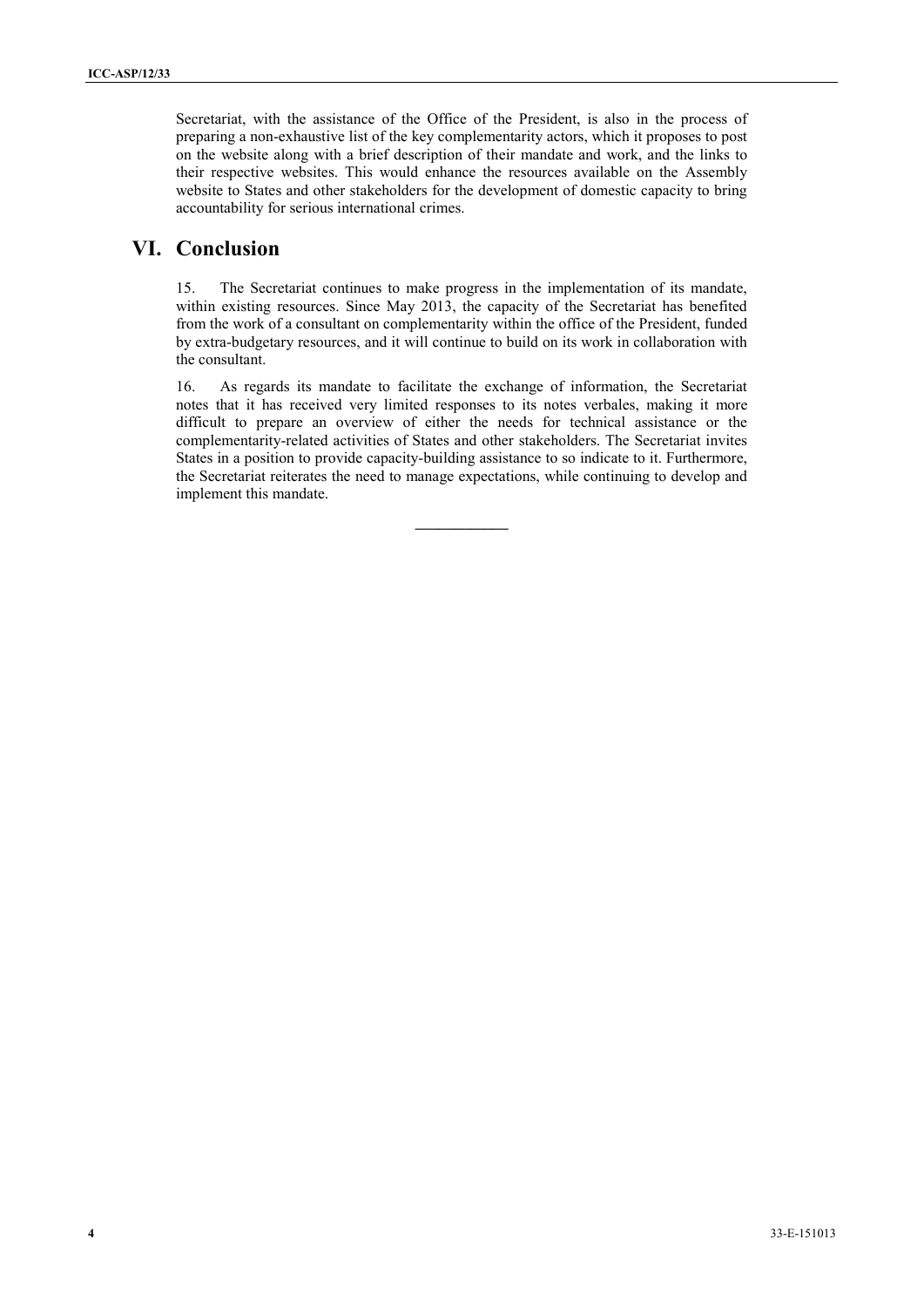Secretariat, with the assistance of the Office of the President, is also in the process of preparing a non-exhaustive list of the key complementarity actors, which it proposes to post on the website along with a brief description of their mandate and work, and the links to their respective websites. This would enhance the resources available on the Assembly website to States and other stakeholders for the development of domestic capacity to bring accountability for serious international crimes.

# VI. Conclusion

15. The Secretariat continues to make progress in the implementation of its mandate, within existing resources. Since May 2013, the capacity of the Secretariat has benefited from the work of a consultant on complementarity within the office of the President, funded by extra-budgetary resources, and it will continue to build on its work in collaboration with the consultant.

16. As regards its mandate to facilitate the exchange of information, the Secretariat notes that it has received very limited responses to its notes verbales, making it more difficult to prepare an overview of either the needs for technical assistance or the complementarity-related activities of States and other stakeholders. The Secretariat invites States in a position to provide capacity-building assistance to so indicate to it. Furthermore, the Secretariat reiterates the need to manage expectations, while continuing to develop and implement this mandate.